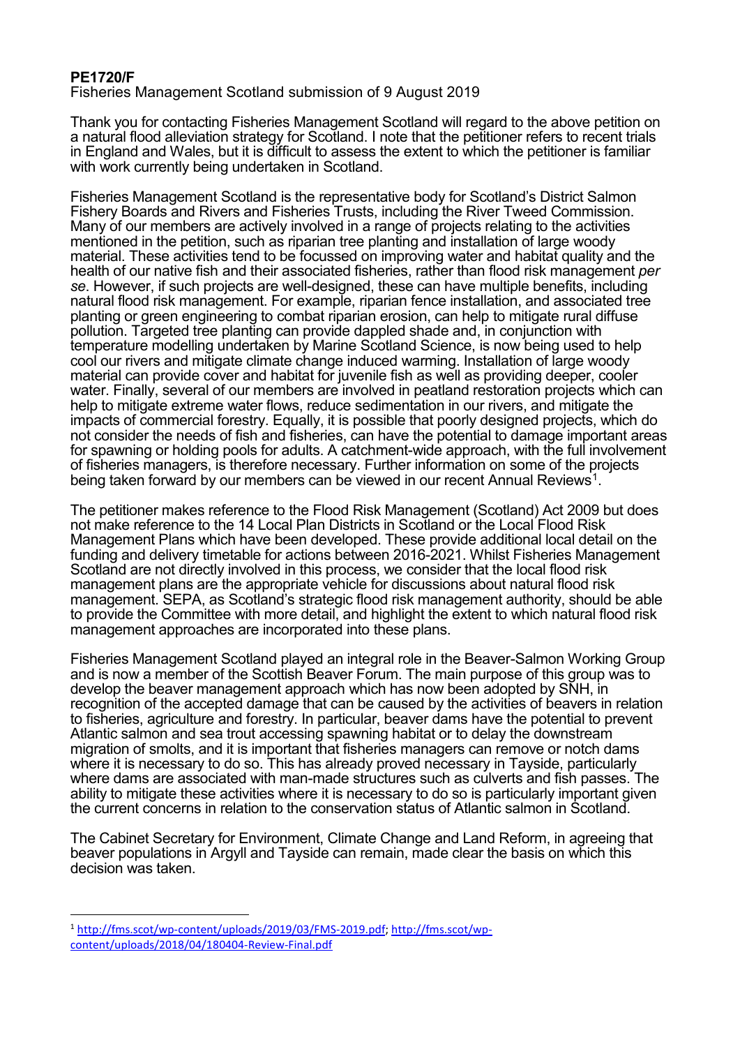**PE1720/F**

Fisheries Management Scotland submission of 9 August 2019

Thank you for contacting Fisheries Management Scotland will regard to the above petition on a natural flood alleviation strategy for Scotland. I note that the petitioner refers to recent trials in England and Wales, but it is difficult to assess the extent to which the petitioner is familiar with work currently being undertaken in Scotland.

Fisheries Management Scotland is the representative body for Scotland's District Salmon Fishery Boards and Rivers and Fisheries Trusts, including the River Tweed Commission. Many of our members are actively involved in a range of projects relating to the activities mentioned in the petition, such as riparian tree planting and installation of large woody material. These activities tend to be focussed on improving water and habitat quality and the health of our native fish and their associated fisheries, rather than flood risk management *per se*. However, if such projects are well-designed, these can have multiple benefits, including natural flood risk management. For example, riparian fence installation, and associated tree planting or green engineering to combat riparian erosion, can help to mitigate rural diffuse pollution. Targeted tree planting can provide dappled shade and, in conjunction with temperature modelling undertaken by Marine Scotland Science, is now being used to help cool our rivers and mitigate climate change induced warming. Installation of large woody material can provide cover and habitat for juvenile fish as well as providing deeper, cooler water. Finally, several of our members are involved in peatland restoration projects which can help to mitigate extreme water flows, reduce sedimentation in our rivers, and mitigate the impacts of commercial forestry. Equally, it is possible that poorly designed projects, which do not consider the needs of fish and fisheries, can have the potential to damage important areas for spawning or holding pools for adults. A catchment-wide approach, with the full involvement of fisheries managers, is therefore necessary. Further information on some of the projects being taken forward by our members can be viewed in our recent Annual Reviews[1].

The petitioner makes reference to the Flood Risk Management (Scotland) Act 2009 but does not make reference to the 14 Local Plan Districts in Scotland or the Local Flood Risk Management Plans which have been developed. These provide additional local detail on the funding and delivery timetable for actions between 2016-2021. Whilst Fisheries Management Scotland are not directly involved in this process, we consider that the local flood risk management plans are the appropriate vehicle for discussions about natural flood risk management. SEPA, as Scotland's strategic flood risk management authority, should be able to provide the Committee with more detail, and highlight the extent to which natural flood risk management approaches are incorporated into these plans.

Fisheries Management Scotland played an integral role in the Beaver-Salmon Working Group and is now a member of the Scottish Beaver Forum. The main purpose of this group was to develop the beaver management approach which has now been adopted by SNH, in recognition of the accepted damage that can be caused by the activities of beavers in relation to fisheries, agriculture and forestry. In particular, beaver dams have the potential to prevent Atlantic salmon and sea trout accessing spawning habitat or to delay the downstream migration of smolts, and it is important that fisheries managers can remove or notch dams where it is necessary to do so. This has already proved necessary in Tayside, particularly where dams are associated with man-made structures such as culverts and fish passes. The ability to mitigate these activities where it is necessary to do so is particularly important given the current concerns in relation to the conservation status of Atlantic salmon in Scotland.

The Cabinet Secretary for Environment, Climate Change and Land Reform, in agreeing that beaver populations in Argyll and Tayside can remain, made clear the basis on which this decision was taken.

---

[1] http://fms.scot/wp-content/uploads/2019/03/FMS-2019.pdf; http://fms.scot/wp-content/uploads/2018/04/180404-Review-Final.pdf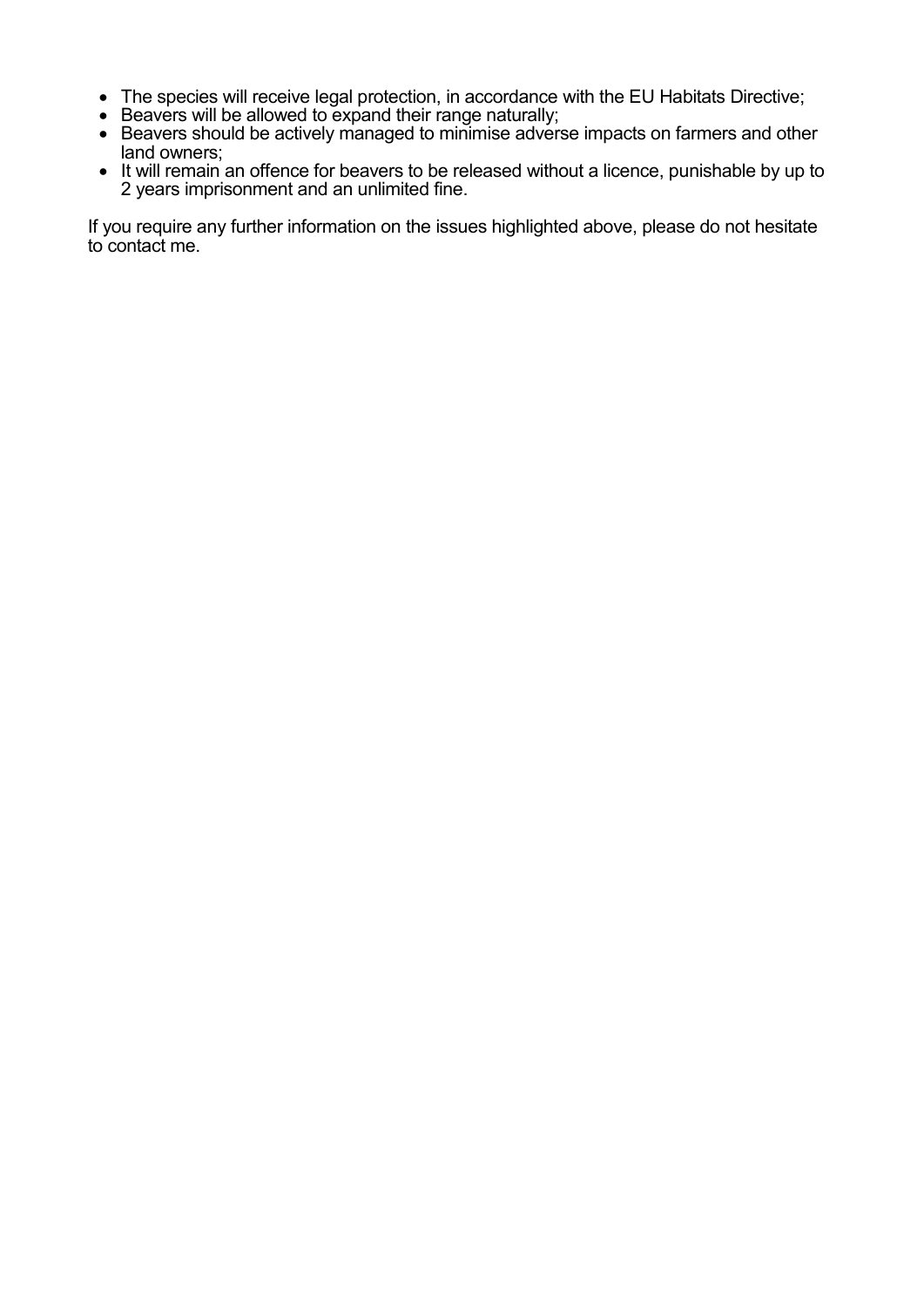- The species will receive legal protection, in accordance with the EU Habitats Directive;
- Beavers will be allowed to expand their range naturally;
- Beavers should be actively managed to minimise adverse impacts on farmers and other land owners;
- It will remain an offence for beavers to be released without a licence, punishable by up to 2 years imprisonment and an unlimited fine.

If you require any further information on the issues highlighted above, please do not hesitate to contact me.